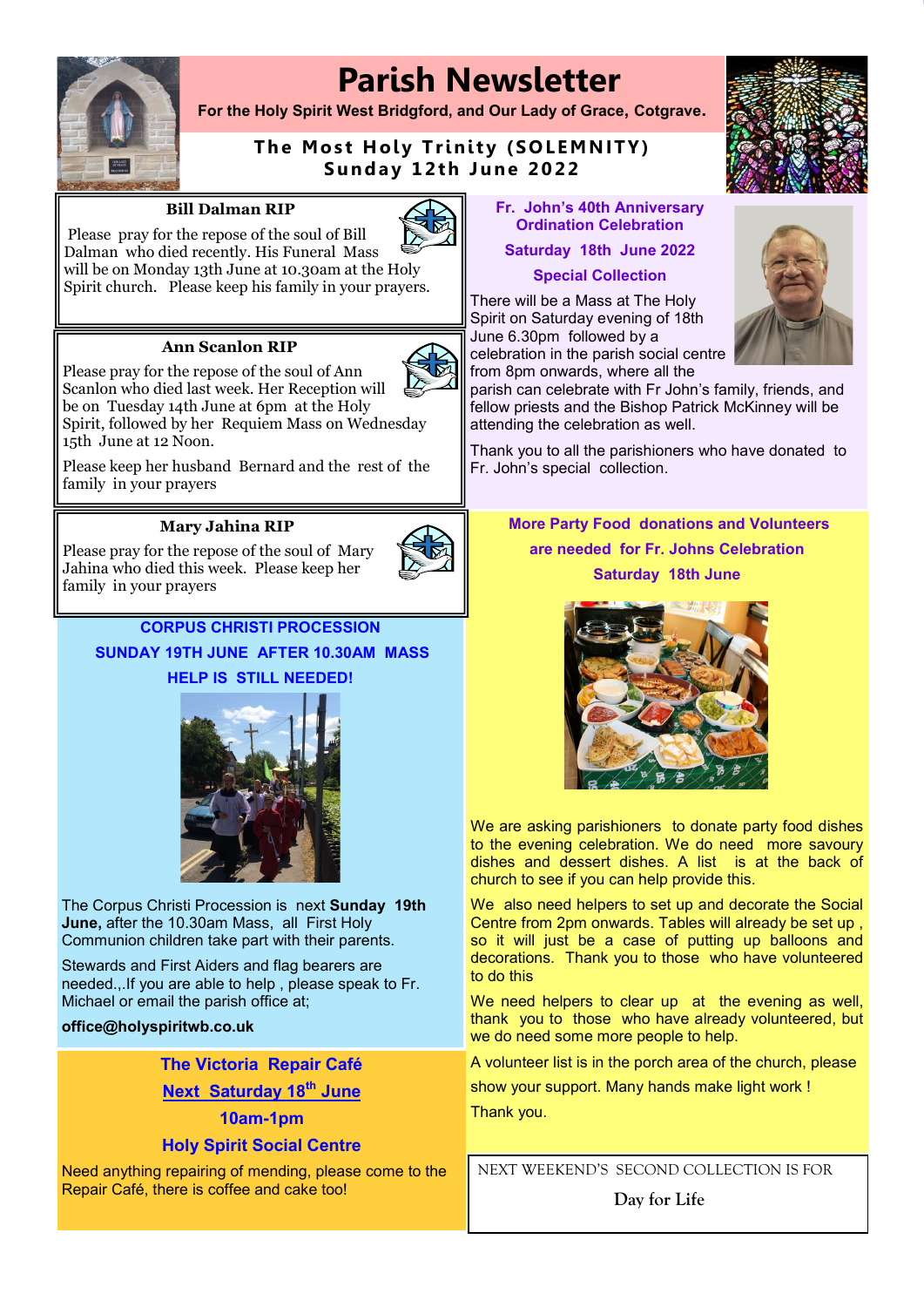# Parish Newsletter

**For the Holy Spirit West Bridgford, and Our Lady of Grace, Cotgrave.**

**The Most Holy Trinity (SOLEMNITY)**
**Sunday 12th June 2022**

### Bill Dalman RIP

Please pray for the repose of the soul of Bill Dalman who died recently. His Funeral Mass will be on Monday 13th June at 10.30am at the Holy Spirit church. Please keep his family in your prayers.

### Ann Scanlon RIP

Please pray for the repose of the soul of Ann Scanlon who died last week. Her Reception will be on Tuesday 14th June at 6pm at the Holy Spirit, followed by her Requiem Mass on Wednesday 15th June at 12 Noon.

Please keep her husband Bernard and the rest of the family in your prayers

### Mary Jahina RIP

Please pray for the repose of the soul of Mary Jahina who died this week. Please keep her family in your prayers

## CORPUS CHRISTI PROCESSION
## SUNDAY 19TH JUNE AFTER 10.30AM MASS
## HELP IS STILL NEEDED!

The Corpus Christi Procession is next **Sunday 19th June,** after the 10.30am Mass, all First Holy Communion children take part with their parents.

Stewards and First Aiders and flag bearers are needed.,.If you are able to help , please speak to Fr. Michael or email the parish office at;

**office@holyspiritwb.co.uk**

## The Victoria Repair Café
**Next Saturday 18th June**
**10am-1pm**
**Holy Spirit Social Centre**

Need anything repairing of mending, please come to the Repair Café, there is coffee and cake too!

## Fr. John's 40th Anniversary Ordination Celebration

**Saturday 18th June 2022**

**Special Collection**

There will be a Mass at The Holy Spirit on Saturday evening of 18th June 6.30pm followed by a celebration in the parish social centre from 8pm onwards, where all the parish can celebrate with Fr John's family, friends, and fellow priests and the Bishop Patrick McKinney will be attending the celebration as well.

Thank you to all the parishioners who have donated to Fr. John's special collection.

## More Party Food donations and Volunteers are needed for Fr. Johns Celebration
**Saturday 18th June**

We are asking parishioners to donate party food dishes to the evening celebration. We do need more savoury dishes and dessert dishes. A list is at the back of church to see if you can help provide this.

We also need helpers to set up and decorate the Social Centre from 2pm onwards. Tables will already be set up , so it will just be a case of putting up balloons and decorations. Thank you to those who have volunteered to do this

We need helpers to clear up at the evening as well, thank you to those who have already volunteered, but we do need some more people to help.

A volunteer list is in the porch area of the church, please show your support. Many hands make light work !

Thank you.

NEXT WEEKEND'S SECOND COLLECTION IS FOR

**Day for Life**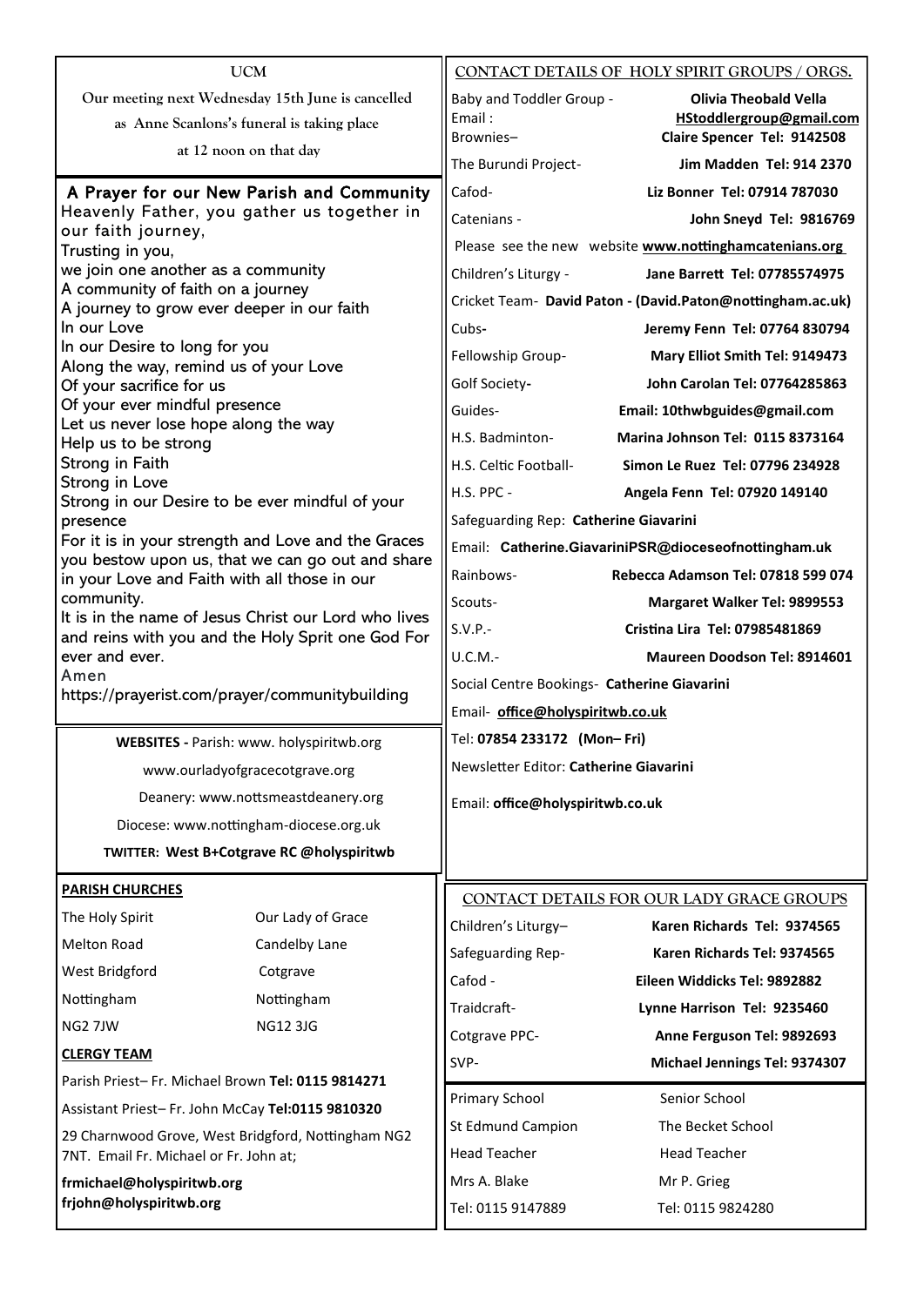## UCM

Our meeting next Wednesday 15th June is cancelled as Anne Scanlons's funeral is taking place at 12 noon on that day

## A Prayer for our New Parish and Community

Heavenly Father, you gather us together in our faith journey,
Trusting in you,
we join one another as a community
A community of faith on a journey
A journey to grow ever deeper in our faith
In our Love
In our Desire to long for you
Along the way, remind us of your Love
Of your sacrifice for us
Of your ever mindful presence
Let us never lose hope along the way
Help us to be strong
Strong in Faith
Strong in Love
Strong in our Desire to be ever mindful of your presence
For it is in your strength and Love and the Graces you bestow upon us, that we can go out and share in your Love and Faith with all those in our community.
It is in the name of Jesus Christ our Lord who lives and reins with you and the Holy Sprit one God For ever and ever.
Amen
https://prayerist.com/prayer/communitybuilding

**WEBSITES -** Parish: www. holyspiritwb.org

www.ourladyofgracecotgrave.org

Deanery: www.nottsmeastdeanery.org

Diocese: www.nottingham-diocese.org.uk

**TWITTER: West B+Cotgrave RC @holyspiritwb**

**PARISH CHURCHES**

| The Holy Spirit | Our Lady of Grace |
|---|---|
| Melton Road | Candelby Lane |
| West Bridgford | Cotgrave |
| Nottingham | Nottingham |
| NG2 7JW | NG12 3JG |

**CLERGY TEAM**

Parish Priest– Fr. Michael Brown **Tel: 0115 9814271**

Assistant Priest– Fr. John McCay **Tel:0115 9810320**

29 Charnwood Grove, West Bridgford, Nottingham NG2 7NT. Email Fr. Michael or Fr. John at;

**frmichael@holyspiritwb.org**
**frjohn@holyspiritwb.org**

## CONTACT DETAILS OF HOLY SPIRIT GROUPS / ORGS.

Baby and Toddler Group - **Olivia Theobald Vella**
Email : **HStoddlergroup@gmail.com**
Brownies– **Claire Spencer Tel: 9142508**
The Burundi Project- **Jim Madden Tel: 914 2370**
Cafod- **Liz Bonner Tel: 07914 787030**
Catenians - **John Sneyd Tel: 9816769**
Please see the new website **www.nottinghamcatenians.org**
Children's Liturgy - **Jane Barrett Tel: 07785574975**
Cricket Team- **David Paton - (David.Paton@nottingham.ac.uk)**
Cubs- **Jeremy Fenn Tel: 07764 830794**
Fellowship Group- **Mary Elliot Smith Tel: 9149473**
Golf Society- **John Carolan Tel: 07764285863**
Guides- **Email: 10thwbguides@gmail.com**
H.S. Badminton- **Marina Johnson Tel: 0115 8373164**
H.S. Celtic Football- **Simon Le Ruez Tel: 07796 234928**
H.S. PPC - **Angela Fenn Tel: 07920 149140**
Safeguarding Rep: **Catherine Giavarini**
Email: **Catherine.GiavariniPSR@dioceseofnottingham.uk**
Rainbows- **Rebecca Adamson Tel: 07818 599 074**
Scouts- **Margaret Walker Tel: 9899553**
S.V.P.- **Cristina Lira Tel: 07985481869**
U.C.M.- **Maureen Doodson Tel: 8914601**
Social Centre Bookings- **Catherine Giavarini**
Email- **office@holyspiritwb.co.uk**
Tel: **07854 233172 (Mon– Fri)**

Newsletter Editor: **Catherine Giavarini**

Email: **office@holyspiritwb.co.uk**

## CONTACT DETAILS FOR OUR LADY GRACE GROUPS

Children's Liturgy– **Karen Richards Tel: 9374565**
Safeguarding Rep- **Karen Richards Tel: 9374565**
Cafod - **Eileen Widdicks Tel: 9892882**
Traidcraft- **Lynne Harrison Tel: 9235460**
Cotgrave PPC- **Anne Ferguson Tel: 9892693**
SVP- **Michael Jennings Tel: 9374307**

| Primary School | Senior School |
|---|---|
| St Edmund Campion | The Becket School |
| Head Teacher | Head Teacher |
| Mrs A. Blake | Mr P. Grieg |
| Tel: 0115 9147889 | Tel: 0115 9824280 |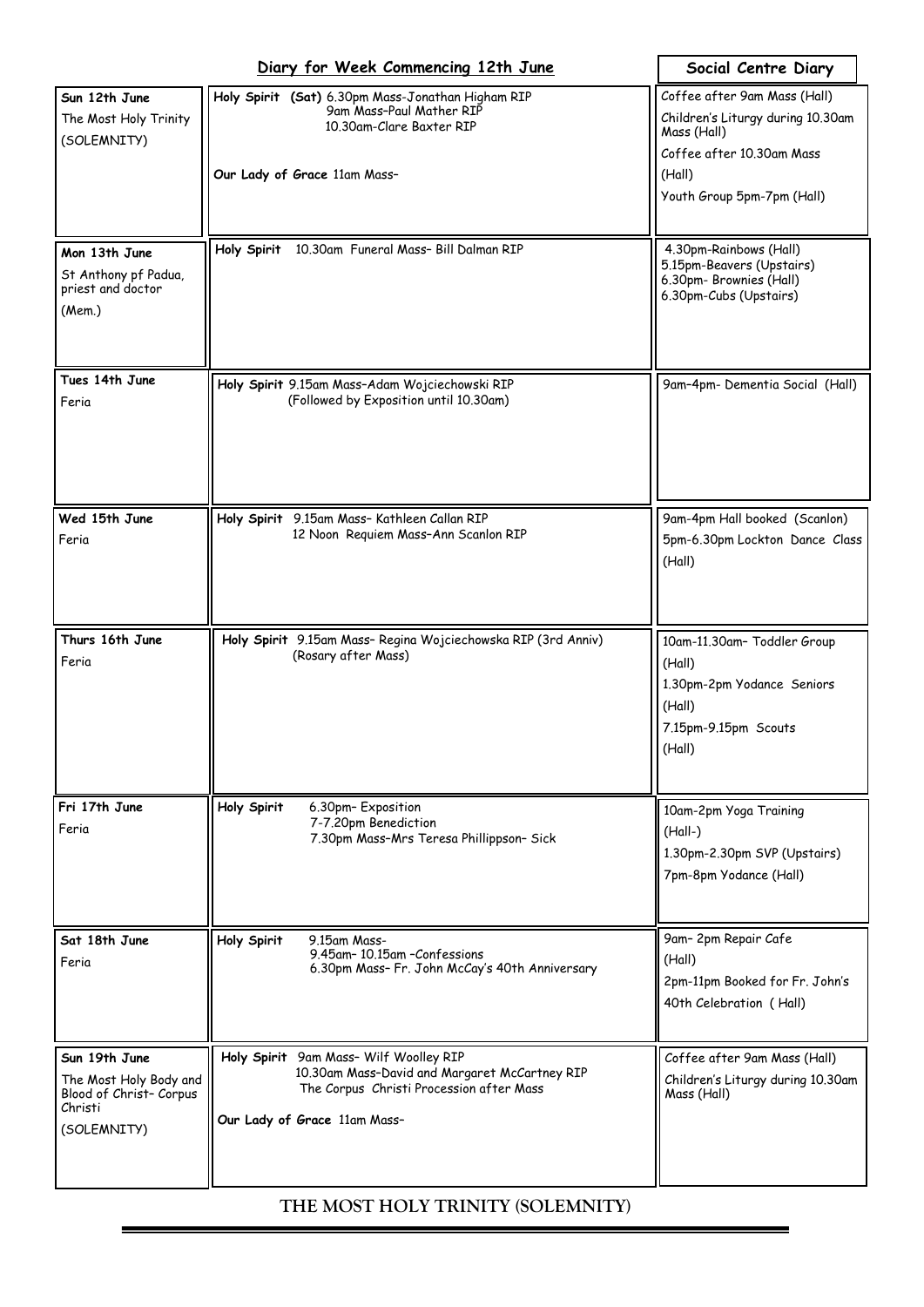## Diary for Week Commencing 12th June

| Date | Diary | Social Centre Diary |
|---|---|---|
| **Sun 12th June**<br>The Most Holy Trinity<br>(SOLEMNITY) | **Holy Spirit (Sat)** 6.30pm Mass-Jonathan Higham RIP<br>9am Mass–Paul Mather RIP<br>10.30am-Clare Baxter RIP<br><br>**Our Lady of Grace** 11am Mass– | Coffee after 9am Mass (Hall)<br>Children's Liturgy during 10.30am Mass (Hall)<br>Coffee after 10.30am Mass (Hall)<br>Youth Group 5pm-7pm (Hall) |
| **Mon 13th June**<br>St Anthony pf Padua, priest and doctor<br>(Mem.) | **Holy Spirit** 10.30am Funeral Mass– Bill Dalman RIP | 4.30pm-Rainbows (Hall)<br>5.15pm-Beavers (Upstairs)<br>6.30pm- Brownies (Hall)<br>6.30pm-Cubs (Upstairs) |
| **Tues 14th June**<br>Feria | **Holy Spirit** 9.15am Mass–Adam Wojciechowski RIP<br>(Followed by Exposition until 10.30am) | 9am–4pm- Dementia Social (Hall) |
| **Wed 15th June**<br>Feria | **Holy Spirit** 9.15am Mass– Kathleen Callan RIP<br>12 Noon Requiem Mass–Ann Scanlon RIP | 9am-4pm Hall booked (Scanlon)<br>5pm-6.30pm Lockton Dance Class (Hall) |
| **Thurs 16th June**<br>Feria | **Holy Spirit** 9.15am Mass– Regina Wojciechowska RIP (3rd Anniv)<br>(Rosary after Mass) | 10am-11.30am– Toddler Group (Hall)<br>1.30pm-2pm Yodance Seniors (Hall)<br>7.15pm-9.15pm Scouts (Hall) |
| **Fri 17th June**<br>Feria | **Holy Spirit** 6.30pm– Exposition<br>7-7.20pm Benediction<br>7.30pm Mass–Mrs Teresa Phillippson– Sick | 10am-2pm Yoga Training (Hall-)<br>1.30pm-2.30pm SVP (Upstairs)<br>7pm-8pm Yodance (Hall) |
| **Sat 18th June**<br>Feria | **Holy Spirit** 9.15am Mass-<br>9.45am– 10.15am –Confessions<br>6.30pm Mass– Fr. John McCay's 40th Anniversary | 9am– 2pm Repair Cafe (Hall)<br>2pm-11pm Booked for Fr. John's 40th Celebration ( Hall) |
| **Sun 19th June**<br>The Most Holy Body and Blood of Christ– Corpus Christi<br>(SOLEMNITY) | **Holy Spirit** 9am Mass– Wilf Woolley RIP<br>10.30am Mass–David and Margaret McCartney RIP<br>The Corpus Christi Procession after Mass<br><br>**Our Lady of Grace** 11am Mass– | Coffee after 9am Mass (Hall)<br>Children's Liturgy during 10.30am Mass (Hall) |

THE MOST HOLY TRINITY (SOLEMNITY)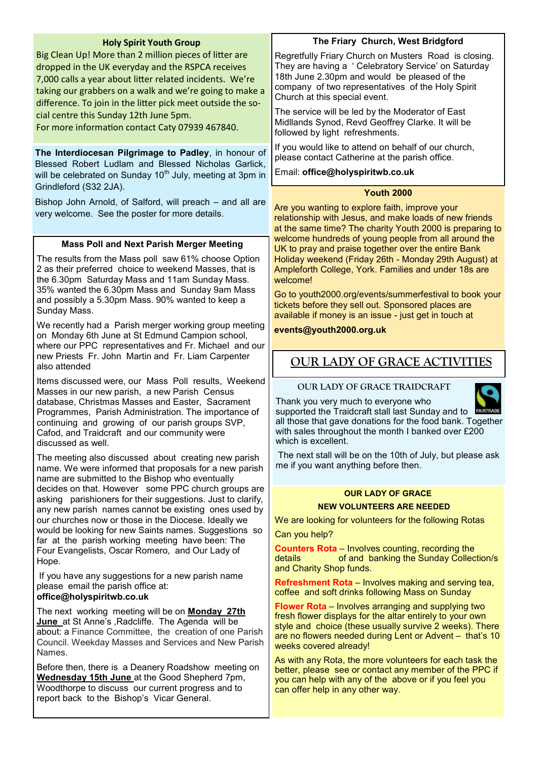### Holy Spirit Youth Group

Big Clean Up! More than 2 million pieces of litter are dropped in the UK everyday and the RSPCA receives 7,000 calls a year about litter related incidents. We're taking our grabbers on a walk and we're going to make a difference. To join in the litter pick meet outside the social centre this Sunday 12th June 5pm.

For more information contact Caty 07939 467840.

**The Interdiocesan Pilgrimage to Padley**, in honour of Blessed Robert Ludlam and Blessed Nicholas Garlick, will be celebrated on Sunday 10th July, meeting at 3pm in Grindleford (S32 2JA).

Bishop John Arnold, of Salford, will preach – and all are very welcome. See the poster for more details.

### Mass Poll and Next Parish Merger Meeting

The results from the Mass poll saw 61% choose Option 2 as their preferred choice to weekend Masses, that is the 6.30pm Saturday Mass and 11am Sunday Mass. 35% wanted the 6.30pm Mass and Sunday 9am Mass and possibly a 5.30pm Mass. 90% wanted to keep a Sunday Mass.

We recently had a Parish merger working group meeting on Monday 6th June at St Edmund Campion school, where our PPC representatives and Fr. Michael and our new Priests Fr. John Martin and Fr. Liam Carpenter also attended

Items discussed were, our Mass Poll results, Weekend Masses in our new parish, a new Parish Census database, Christmas Masses and Easter, Sacrament Programmes, Parish Administration. The importance of continuing and growing of our parish groups SVP, Cafod, and Traidcraft and our community were discussed as well.

The meeting also discussed about creating new parish name. We were informed that proposals for a new parish name are submitted to the Bishop who eventually decides on that. However some PPC church groups are asking parishioners for their suggestions. Just to clarify, any new parish names cannot be existing ones used by our churches now or those in the Diocese. Ideally we would be looking for new Saints names. Suggestions so far at the parish working meeting have been: The Four Evangelists, Oscar Romero, and Our Lady of Hope.

If you have any suggestions for a new parish name please email the parish office at: **office@holyspiritwb.co.uk**

The next working meeting will be on **Monday 27th June** at St Anne's ,Radcliffe. The Agenda will be about: a Finance Committee, the creation of one Parish Council. Weekday Masses and Services and New Parish Names.

Before then, there is a Deanery Roadshow meeting on **Wednesday 15th June** at the Good Shepherd 7pm, Woodthorpe to discuss our current progress and to report back to the Bishop's Vicar General.

### The Friary Church, West Bridgford

Regretfully Friary Church on Musters Road is closing. They are having a ' Celebratory Service' on Saturday 18th June 2.30pm and would be pleased of the company of two representatives of the Holy Spirit Church at this special event.

The service will be led by the Moderator of East Midlands Synod, Revd Geoffrey Clarke. It will be followed by light refreshments.

If you would like to attend on behalf of our church, please contact Catherine at the parish office.

Email: **office@holyspiritwb.co.uk**

### Youth 2000

Are you wanting to explore faith, improve your relationship with Jesus, and make loads of new friends at the same time? The charity Youth 2000 is preparing to welcome hundreds of young people from all around the UK to pray and praise together over the entire Bank Holiday weekend (Friday 26th - Monday 29th August) at Ampleforth College, York. Families and under 18s are welcome!

Go to youth2000.org/events/summerfestival to book your tickets before they sell out. Sponsored places are available if money is an issue - just get in touch at

**events@youth2000.org.uk**

## OUR LADY OF GRACE ACTIVITIES

### OUR LADY OF GRACE TRAIDCRAFT

FAIRTRADE

Thank you very much to everyone who supported the Traidcraft stall last Sunday and to all those that gave donations for the food bank. Together with sales throughout the month I banked over £200 which is excellent.

The next stall will be on the 10th of July, but please ask me if you want anything before then.

### OUR LADY OF GRACE NEW VOLUNTEERS ARE NEEDED

We are looking for volunteers for the following Rotas

Can you help?

**Counters Rota** – Involves counting, recording the details of and banking the Sunday Collection/s and Charity Shop funds.

**Refreshment Rota** – Involves making and serving tea, coffee and soft drinks following Mass on Sunday

**Flower Rota** – Involves arranging and supplying two fresh flower displays for the altar entirely to your own style and choice (these usually survive 2 weeks). There are no flowers needed during Lent or Advent – that's 10 weeks covered already!

As with any Rota, the more volunteers for each task the better, please see or contact any member of the PPC if you can help with any of the above or if you feel you can offer help in any other way.